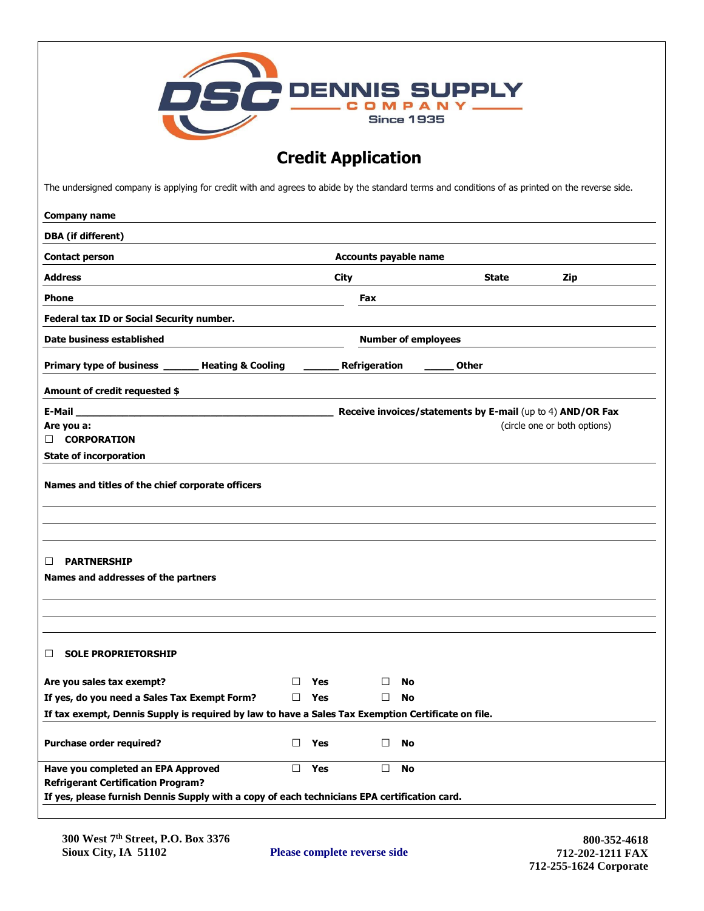DENNIS SUPPLY COMPANY
Since 1935

# Credit Application

The undersigned company is applying for credit with and agrees to abide by the standard terms and conditions of as printed on the reverse side.

**Company name**

**DBA (if different)**

**Contact person** **Accounts payable name**

**Address** **City** **State** **Zip**

**Phone** **Fax**

**Federal tax ID or Social Security number.**

**Date business established** **Number of employees**

**Primary type of business** ______ **Heating & Cooling** ______ **Refrigeration** _____ **Other**

**Amount of credit requested $**

**E-Mail** ____________________________________________ **Receive invoices/statements by E-mail** (up to 4) **AND/OR Fax**
(circle one or both options)

**Are you a:**

☐ **CORPORATION**

**State of incorporation**

**Names and titles of the chief corporate officers**

☐ **PARTNERSHIP**

**Names and addresses of the partners**

☐ **SOLE PROPRIETORSHIP**

**Are you sales tax exempt?** ☐ **Yes** ☐ **No**

**If yes, do you need a Sales Tax Exempt Form?** ☐ **Yes** ☐ **No**

**If tax exempt, Dennis Supply is required by law to have a Sales Tax Exemption Certificate on file.**

**Purchase order required?** ☐ **Yes** ☐ **No**

**Have you completed an EPA Approved Refrigerant Certification Program?** ☐ **Yes** ☐ **No**

**If yes, please furnish Dennis Supply with a copy of each technicians EPA certification card.**

**300 West 7th Street, P.O. Box 3376**
**Sioux City, IA 51102**

**Please complete reverse side**

**800-352-4618**
**712-202-1211 FAX**
**712-255-1624 Corporate**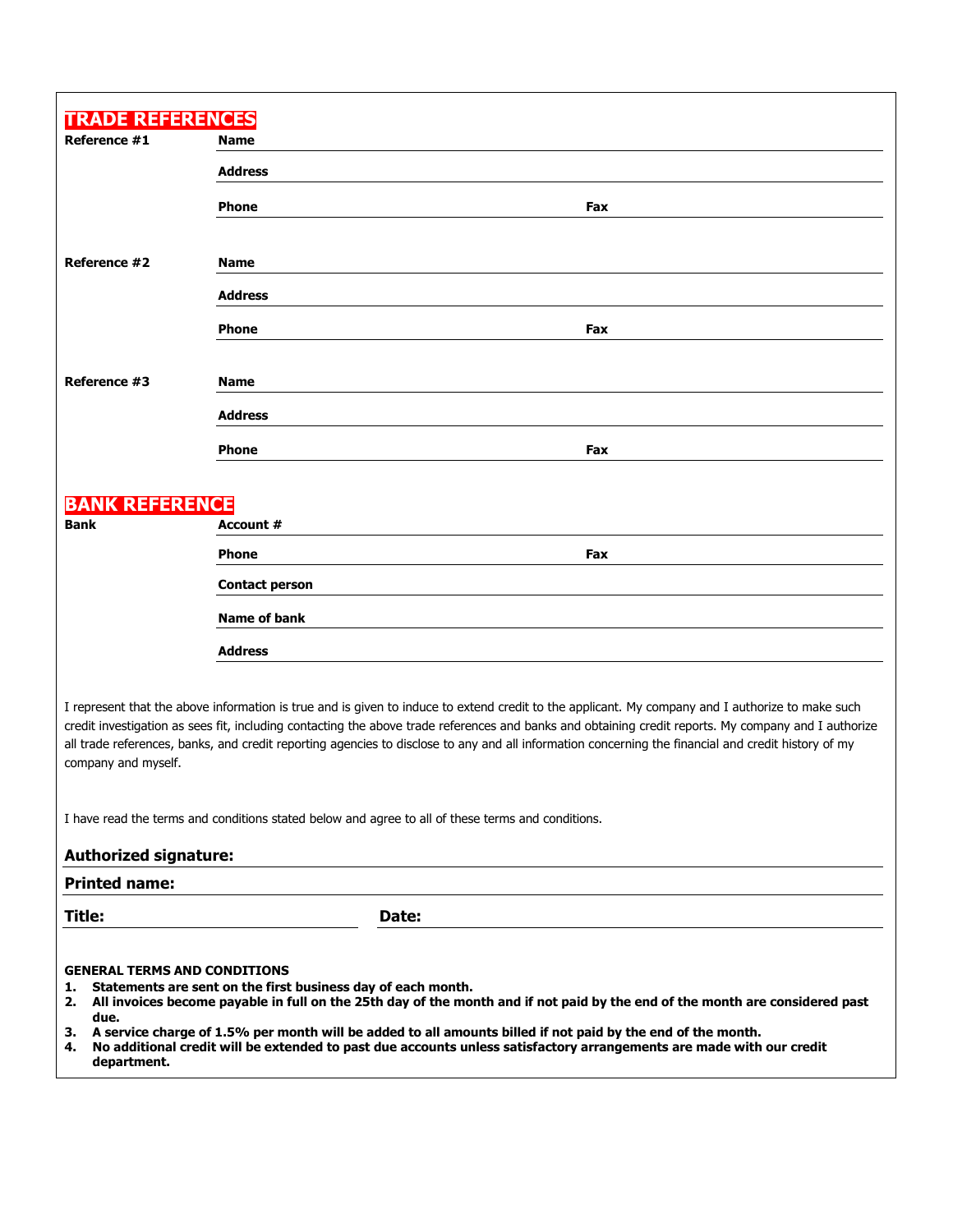## TRADE REFERENCES

**Reference #1**

**Name** \_\_\_\_\_\_\_\_\_\_\_\_\_\_\_\_\_\_\_\_\_\_\_\_\_\_\_\_\_\_

**Address** \_\_\_\_\_\_\_\_\_\_\_\_\_\_\_\_\_\_\_\_\_\_\_\_\_\_\_\_\_\_

**Phone** \_\_\_\_\_\_\_\_\_\_\_\_\_\_\_ **Fax** \_\_\_\_\_\_\_\_\_\_\_\_\_\_\_

**Reference #2**

**Name** \_\_\_\_\_\_\_\_\_\_\_\_\_\_\_\_\_\_\_\_\_\_\_\_\_\_\_\_\_\_

**Address** \_\_\_\_\_\_\_\_\_\_\_\_\_\_\_\_\_\_\_\_\_\_\_\_\_\_\_\_\_\_

**Phone** \_\_\_\_\_\_\_\_\_\_\_\_\_\_\_ **Fax** \_\_\_\_\_\_\_\_\_\_\_\_\_\_\_

**Reference #3**

**Name** \_\_\_\_\_\_\_\_\_\_\_\_\_\_\_\_\_\_\_\_\_\_\_\_\_\_\_\_\_\_

**Address** \_\_\_\_\_\_\_\_\_\_\_\_\_\_\_\_\_\_\_\_\_\_\_\_\_\_\_\_\_\_

**Phone** \_\_\_\_\_\_\_\_\_\_\_\_\_\_\_ **Fax** \_\_\_\_\_\_\_\_\_\_\_\_\_\_\_

## BANK REFERENCE

**Bank**

**Account #** \_\_\_\_\_\_\_\_\_\_\_\_\_\_\_\_\_\_\_\_\_\_\_\_\_\_\_\_\_\_

**Phone** \_\_\_\_\_\_\_\_\_\_\_\_\_\_\_ **Fax** \_\_\_\_\_\_\_\_\_\_\_\_\_\_\_

**Contact person** \_\_\_\_\_\_\_\_\_\_\_\_\_\_\_\_\_\_\_\_\_\_\_\_\_\_\_\_\_\_

**Name of bank** \_\_\_\_\_\_\_\_\_\_\_\_\_\_\_\_\_\_\_\_\_\_\_\_\_\_\_\_\_\_

**Address** \_\_\_\_\_\_\_\_\_\_\_\_\_\_\_\_\_\_\_\_\_\_\_\_\_\_\_\_\_\_

I represent that the above information is true and is given to induce to extend credit to the applicant. My company and I authorize to make such credit investigation as sees fit, including contacting the above trade references and banks and obtaining credit reports. My company and I authorize all trade references, banks, and credit reporting agencies to disclose to any and all information concerning the financial and credit history of my company and myself.

I have read the terms and conditions stated below and agree to all of these terms and conditions.

**Authorized signature:** \_\_\_\_\_\_\_\_\_\_\_\_\_\_\_\_\_\_\_\_\_\_\_\_\_\_\_\_\_\_

**Printed name:** \_\_\_\_\_\_\_\_\_\_\_\_\_\_\_\_\_\_\_\_\_\_\_\_\_\_\_\_\_\_

**Title:** \_\_\_\_\_\_\_\_\_\_\_\_\_\_\_ **Date:** \_\_\_\_\_\_\_\_\_\_\_\_\_\_\_

**GENERAL TERMS AND CONDITIONS**

1. **Statements are sent on the first business day of each month.**
2. **All invoices become payable in full on the 25th day of the month and if not paid by the end of the month are considered past due.**
3. **A service charge of 1.5% per month will be added to all amounts billed if not paid by the end of the month.**
4. **No additional credit will be extended to past due accounts unless satisfactory arrangements are made with our credit department.**